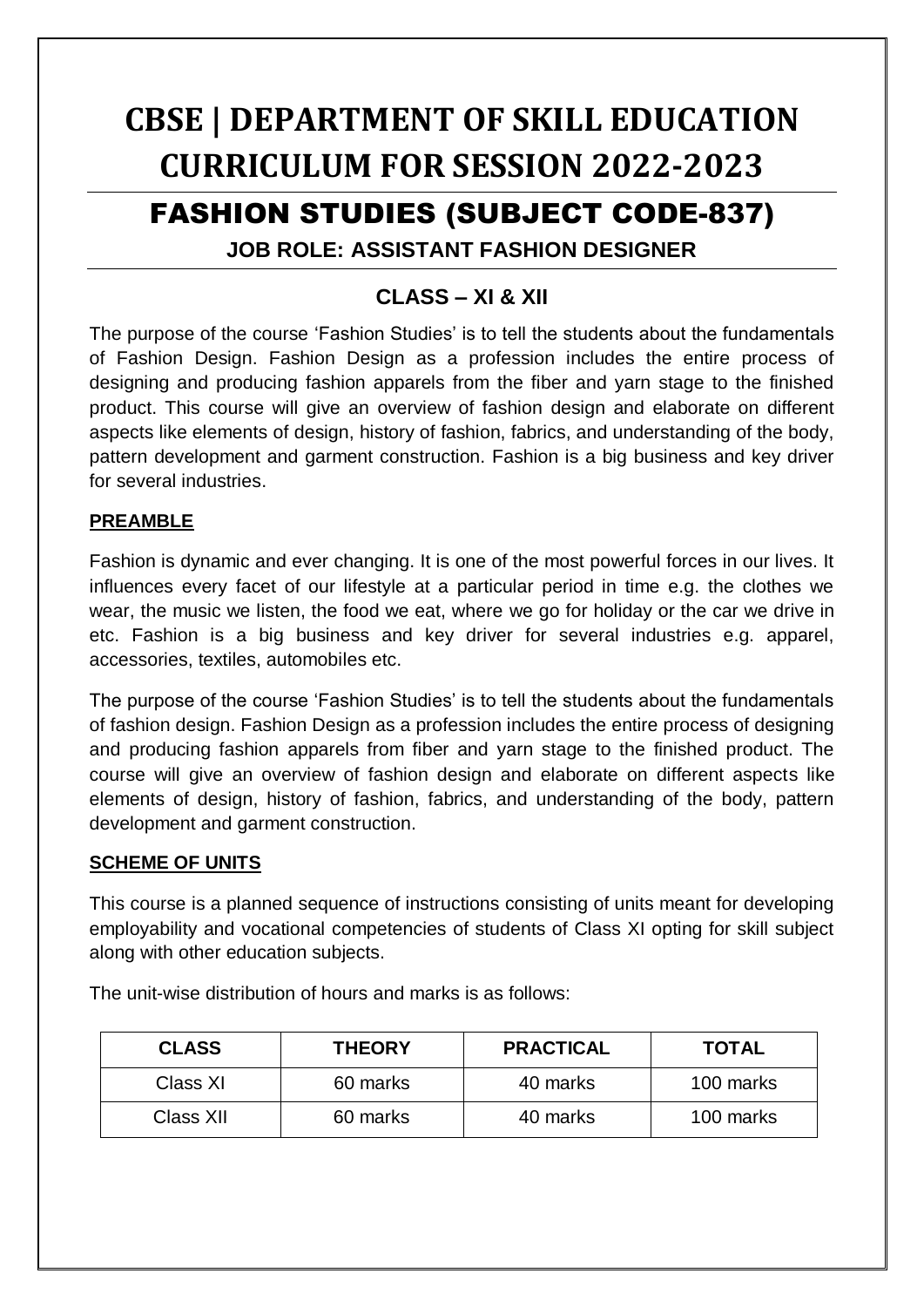# CBSE | DEPARTMENT OF SKILL EDUCATION CURRICULUM FOR SESSION 2022-2023

## FASHION STUDIES (SUBJECT CODE-837)

### JOB ROLE: ASSISTANT FASHION DESIGNER

### CLASS – XI & XII

The purpose of the course 'Fashion Studies' is to tell the students about the fundamentals of Fashion Design. Fashion Design as a profession includes the entire process of designing and producing fashion apparels from the fiber and yarn stage to the finished product. This course will give an overview of fashion design and elaborate on different aspects like elements of design, history of fashion, fabrics, and understanding of the body, pattern development and garment construction. Fashion is a big business and key driver for several industries.

**PREAMBLE**

Fashion is dynamic and ever changing. It is one of the most powerful forces in our lives. It influences every facet of our lifestyle at a particular period in time e.g. the clothes we wear, the music we listen, the food we eat, where we go for holiday or the car we drive in etc. Fashion is a big business and key driver for several industries e.g. apparel, accessories, textiles, automobiles etc.

The purpose of the course 'Fashion Studies' is to tell the students about the fundamentals of fashion design. Fashion Design as a profession includes the entire process of designing and producing fashion apparels from fiber and yarn stage to the finished product. The course will give an overview of fashion design and elaborate on different aspects like elements of design, history of fashion, fabrics, and understanding of the body, pattern development and garment construction.

**SCHEME OF UNITS**

This course is a planned sequence of instructions consisting of units meant for developing employability and vocational competencies of students of Class XI opting for skill subject along with other education subjects.

The unit-wise distribution of hours and marks is as follows:

| CLASS | THEORY | PRACTICAL | TOTAL |
|---|---|---|---|
| Class XI | 60 marks | 40 marks | 100 marks |
| Class XII | 60 marks | 40 marks | 100 marks |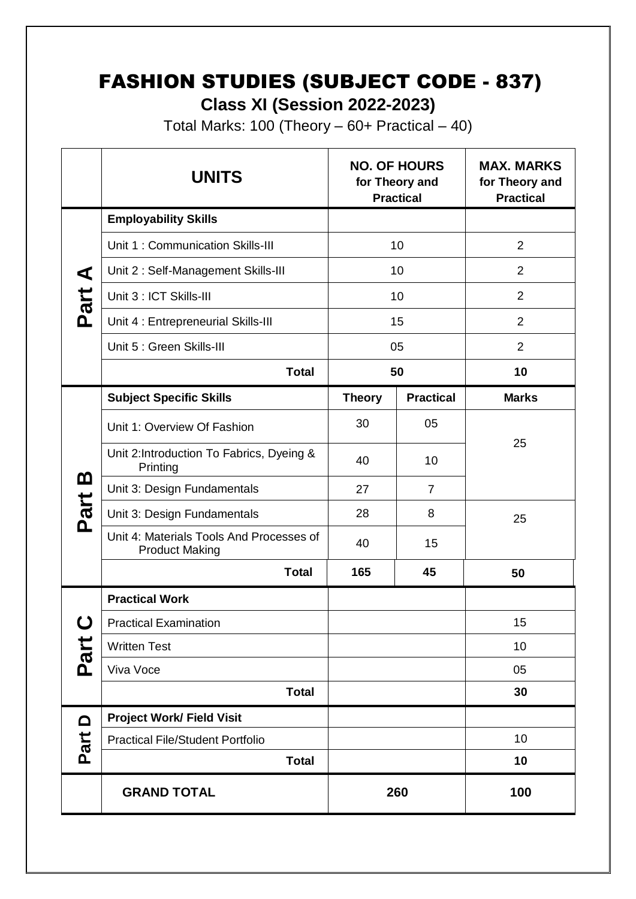# FASHION STUDIES (SUBJECT CODE - 837)

**Class XI (Session 2022-2023)**

Total Marks: 100 (Theory – 60+ Practical – 40)

| | UNITS | NO. OF HOURS for Theory and Practical | | MAX. MARKS for Theory and Practical |
|---|---|---|---|---|
| Part A | **Employability Skills** | | | |
| | Unit 1 : Communication Skills-III | 10 | | 2 |
| | Unit 2 : Self-Management Skills-III | 10 | | 2 |
| | Unit 3 : ICT Skills-III | 10 | | 2 |
| | Unit 4 : Entrepreneurial Skills-III | 15 | | 2 |
| | Unit 5 : Green Skills-III | 05 | | 2 |
| | **Total** | **50** | | **10** |
| Part B | **Subject Specific Skills** | **Theory** | **Practical** | **Marks** |
| | Unit 1: Overview Of Fashion | 30 | 05 | 25 |
| | Unit 2:Introduction To Fabrics, Dyeing & Printing | 40 | 10 | |
| | Unit 3: Design Fundamentals | 27 | 7 | |
| | Unit 3: Design Fundamentals | 28 | 8 | 25 |
| | Unit 4: Materials Tools And Processes of Product Making | 40 | 15 | |
| | **Total** | **165** | **45** | **50** |
| Part C | **Practical Work** | | | |
| | Practical Examination | | | 15 |
| | Written Test | | | 10 |
| | Viva Voce | | | 05 |
| | **Total** | | | **30** |
| Part D | **Project Work/ Field Visit** | | | |
| | Practical File/Student Portfolio | | | 10 |
| | **Total** | | | **10** |
| | **GRAND TOTAL** | **260** | | **100** |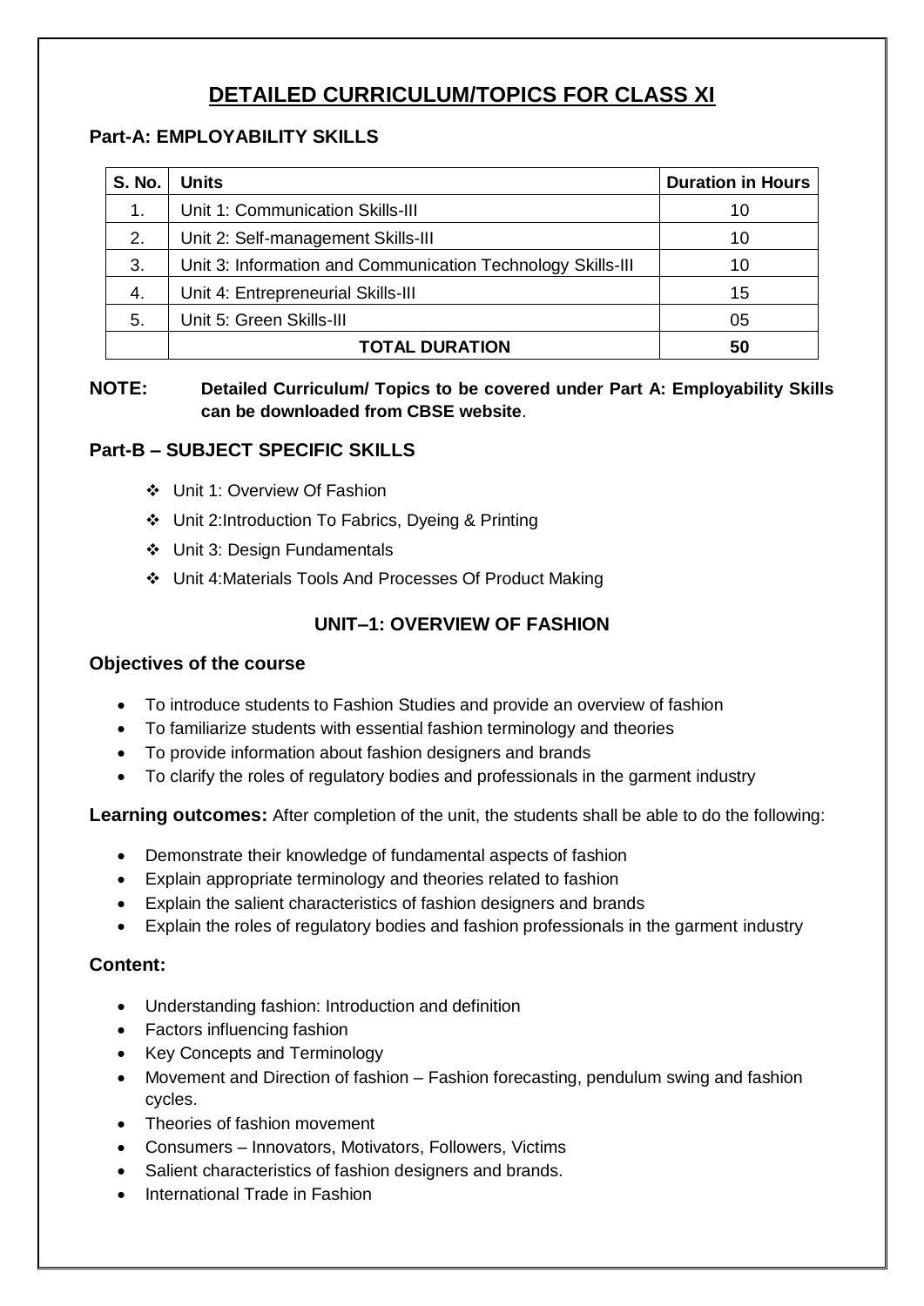# DETAILED CURRICULUM/TOPICS FOR CLASS XI

## Part-A: EMPLOYABILITY SKILLS

| S. No. | Units | Duration in Hours |
|---|---|---|
| 1. | Unit 1: Communication Skills-III | 10 |
| 2. | Unit 2: Self-management Skills-III | 10 |
| 3. | Unit 3: Information and Communication Technology Skills-III | 10 |
| 4. | Unit 4: Entrepreneurial Skills-III | 15 |
| 5. | Unit 5: Green Skills-III | 05 |
| | **TOTAL DURATION** | **50** |

**NOTE:** **Detailed Curriculum/ Topics to be covered under Part A: Employability Skills can be downloaded from CBSE website**.

## Part-B – SUBJECT SPECIFIC SKILLS

- ❖ Unit 1: Overview Of Fashion
- ❖ Unit 2:Introduction To Fabrics, Dyeing & Printing
- ❖ Unit 3: Design Fundamentals
- ❖ Unit 4:Materials Tools And Processes Of Product Making

### UNIT–1: OVERVIEW OF FASHION

### Objectives of the course

- To introduce students to Fashion Studies and provide an overview of fashion
- To familiarize students with essential fashion terminology and theories
- To provide information about fashion designers and brands
- To clarify the roles of regulatory bodies and professionals in the garment industry

**Learning outcomes:** After completion of the unit, the students shall be able to do the following:

- Demonstrate their knowledge of fundamental aspects of fashion
- Explain appropriate terminology and theories related to fashion
- Explain the salient characteristics of fashion designers and brands
- Explain the roles of regulatory bodies and fashion professionals in the garment industry

### Content:

- Understanding fashion: Introduction and definition
- Factors influencing fashion
- Key Concepts and Terminology
- Movement and Direction of fashion – Fashion forecasting, pendulum swing and fashion cycles.
- Theories of fashion movement
- Consumers – Innovators, Motivators, Followers, Victims
- Salient characteristics of fashion designers and brands.
- International Trade in Fashion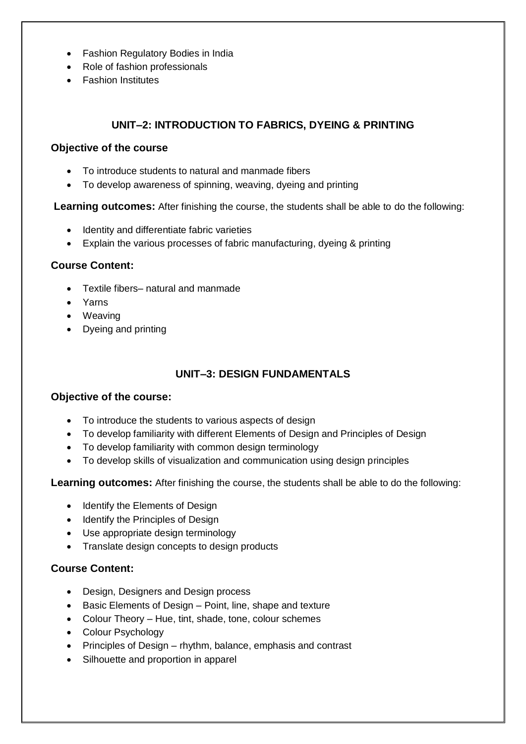- Fashion Regulatory Bodies in India
- Role of fashion professionals
- Fashion Institutes

## UNIT–2: INTRODUCTION TO FABRICS, DYEING & PRINTING

### Objective of the course

- To introduce students to natural and manmade fibers
- To develop awareness of spinning, weaving, dyeing and printing

**Learning outcomes:** After finishing the course, the students shall be able to do the following:

- Identity and differentiate fabric varieties
- Explain the various processes of fabric manufacturing, dyeing & printing

### Course Content:

- Textile fibers– natural and manmade
- Yarns
- Weaving
- Dyeing and printing

## UNIT–3: DESIGN FUNDAMENTALS

### Objective of the course:

- To introduce the students to various aspects of design
- To develop familiarity with different Elements of Design and Principles of Design
- To develop familiarity with common design terminology
- To develop skills of visualization and communication using design principles

**Learning outcomes:** After finishing the course, the students shall be able to do the following:

- Identify the Elements of Design
- Identify the Principles of Design
- Use appropriate design terminology
- Translate design concepts to design products

### Course Content:

- Design, Designers and Design process
- Basic Elements of Design – Point, line, shape and texture
- Colour Theory – Hue, tint, shade, tone, colour schemes
- Colour Psychology
- Principles of Design – rhythm, balance, emphasis and contrast
- Silhouette and proportion in apparel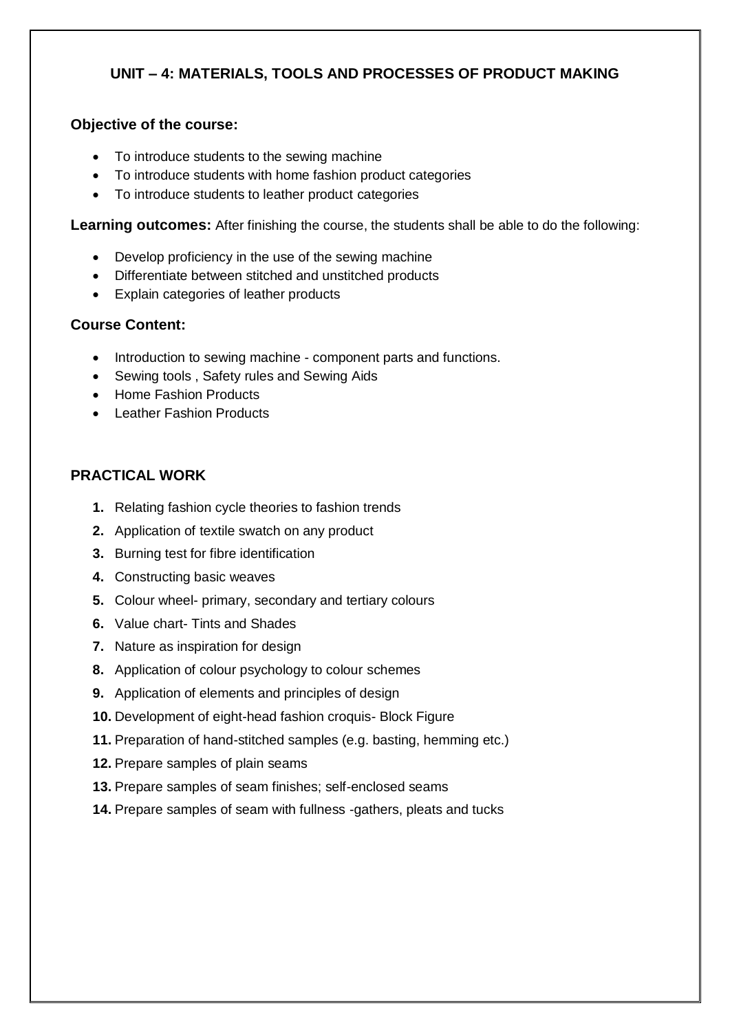## UNIT – 4: MATERIALS, TOOLS AND PROCESSES OF PRODUCT MAKING

**Objective of the course:**

- To introduce students to the sewing machine
- To introduce students with home fashion product categories
- To introduce students to leather product categories

**Learning outcomes:** After finishing the course, the students shall be able to do the following:

- Develop proficiency in the use of the sewing machine
- Differentiate between stitched and unstitched products
- Explain categories of leather products

**Course Content:**

- Introduction to sewing machine - component parts and functions.
- Sewing tools , Safety rules and Sewing Aids
- Home Fashion Products
- Leather Fashion Products

### PRACTICAL WORK

1. Relating fashion cycle theories to fashion trends
2. Application of textile swatch on any product
3. Burning test for fibre identification
4. Constructing basic weaves
5. Colour wheel- primary, secondary and tertiary colours
6. Value chart- Tints and Shades
7. Nature as inspiration for design
8. Application of colour psychology to colour schemes
9. Application of elements and principles of design
10. Development of eight-head fashion croquis- Block Figure
11. Preparation of hand-stitched samples (e.g. basting, hemming etc.)
12. Prepare samples of plain seams
13. Prepare samples of seam finishes; self-enclosed seams
14. Prepare samples of seam with fullness -gathers, pleats and tucks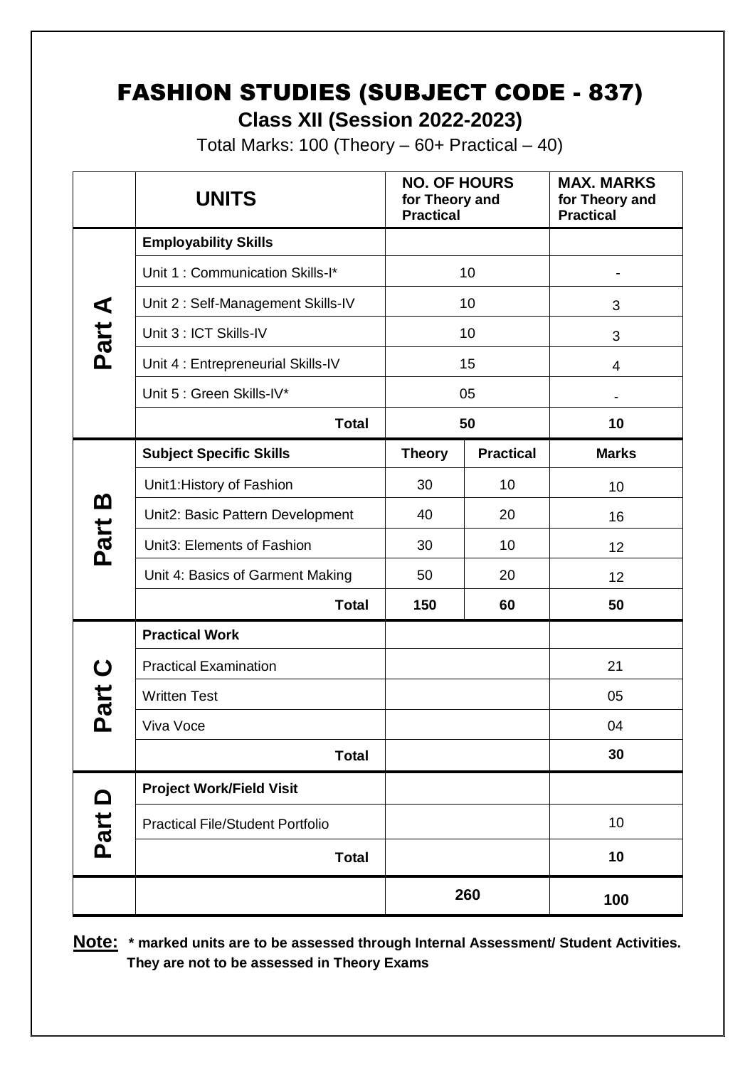# FASHION STUDIES (SUBJECT CODE - 837)

**Class XII (Session 2022-2023)**

Total Marks: 100 (Theory – 60+ Practical – 40)

| | UNITS | NO. OF HOURS for Theory and Practical | | MAX. MARKS for Theory and Practical |
|---|---|---|---|---|
| Part A | **Employability Skills** | | | |
| | Unit 1 : Communication Skills-I* | 10 | | - |
| | Unit 2 : Self-Management Skills-IV | 10 | | 3 |
| | Unit 3 : ICT Skills-IV | 10 | | 3 |
| | Unit 4 : Entrepreneurial Skills-IV | 15 | | 4 |
| | Unit 5 : Green Skills-IV* | 05 | | - |
| | **Total** | **50** | | **10** |
| Part B | **Subject Specific Skills** | **Theory** | **Practical** | **Marks** |
| | Unit1:History of Fashion | 30 | 10 | 10 |
| | Unit2: Basic Pattern Development | 40 | 20 | 16 |
| | Unit3: Elements of Fashion | 30 | 10 | 12 |
| | Unit 4: Basics of Garment Making | 50 | 20 | 12 |
| | **Total** | **150** | **60** | **50** |
| Part C | **Practical Work** | | | |
| | Practical Examination | | | 21 |
| | Written Test | | | 05 |
| | Viva Voce | | | 04 |
| | **Total** | | | **30** |
| Part D | **Project Work/Field Visit** | | | |
| | Practical File/Student Portfolio | | | 10 |
| | **Total** | | | **10** |
| | | **260** | | **100** |

**Note:** **\* marked units are to be assessed through Internal Assessment/ Student Activities. They are not to be assessed in Theory Exams**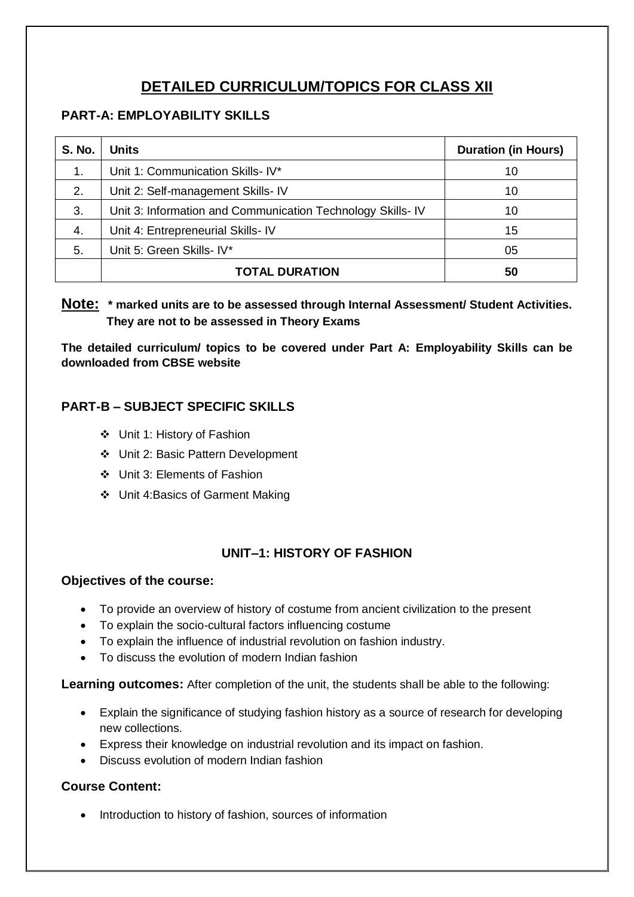# DETAILED CURRICULUM/TOPICS FOR CLASS XII

## PART-A: EMPLOYABILITY SKILLS

| S. No. | Units | Duration (in Hours) |
|---|---|---|
| 1. | Unit 1: Communication Skills- IV* | 10 |
| 2. | Unit 2: Self-management Skills- IV | 10 |
| 3. | Unit 3: Information and Communication Technology Skills- IV | 10 |
| 4. | Unit 4: Entrepreneurial Skills- IV | 15 |
| 5. | Unit 5: Green Skills- IV* | 05 |
| | **TOTAL DURATION** | **50** |

**Note: * marked units are to be assessed through Internal Assessment/ Student Activities. They are not to be assessed in Theory Exams**

**The detailed curriculum/ topics to be covered under Part A: Employability Skills can be downloaded from CBSE website**

## PART-B – SUBJECT SPECIFIC SKILLS

- Unit 1: History of Fashion
- Unit 2: Basic Pattern Development
- Unit 3: Elements of Fashion
- Unit 4:Basics of Garment Making

### UNIT–1: HISTORY OF FASHION

**Objectives of the course:**

- To provide an overview of history of costume from ancient civilization to the present
- To explain the socio-cultural factors influencing costume
- To explain the influence of industrial revolution on fashion industry.
- To discuss the evolution of modern Indian fashion

**Learning outcomes:** After completion of the unit, the students shall be able to the following:

- Explain the significance of studying fashion history as a source of research for developing new collections.
- Express their knowledge on industrial revolution and its impact on fashion.
- Discuss evolution of modern Indian fashion

**Course Content:**

- Introduction to history of fashion, sources of information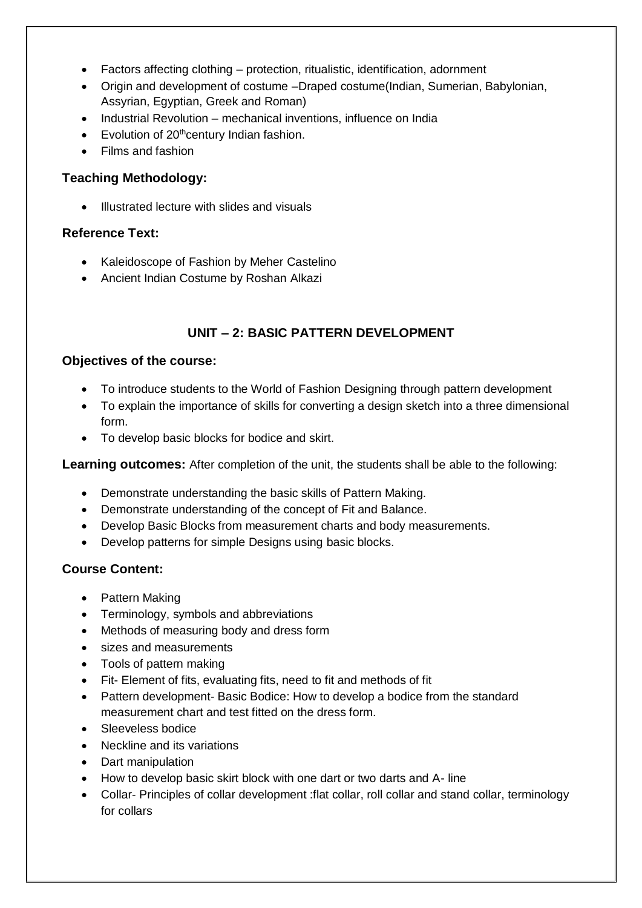- Factors affecting clothing – protection, ritualistic, identification, adornment
- Origin and development of costume –Draped costume(Indian, Sumerian, Babylonian, Assyrian, Egyptian, Greek and Roman)
- Industrial Revolution – mechanical inventions, influence on India
- Evolution of 20th century Indian fashion.
- Films and fashion

### Teaching Methodology:

- Illustrated lecture with slides and visuals

### Reference Text:

- Kaleidoscope of Fashion by Meher Castelino
- Ancient Indian Costume by Roshan Alkazi

## UNIT – 2: BASIC PATTERN DEVELOPMENT

### Objectives of the course:

- To introduce students to the World of Fashion Designing through pattern development
- To explain the importance of skills for converting a design sketch into a three dimensional form.
- To develop basic blocks for bodice and skirt.

**Learning outcomes:** After completion of the unit, the students shall be able to the following:

- Demonstrate understanding the basic skills of Pattern Making.
- Demonstrate understanding of the concept of Fit and Balance.
- Develop Basic Blocks from measurement charts and body measurements.
- Develop patterns for simple Designs using basic blocks.

### Course Content:

- Pattern Making
- Terminology, symbols and abbreviations
- Methods of measuring body and dress form
- sizes and measurements
- Tools of pattern making
- Fit- Element of fits, evaluating fits, need to fit and methods of fit
- Pattern development- Basic Bodice: How to develop a bodice from the standard measurement chart and test fitted on the dress form.
- Sleeveless bodice
- Neckline and its variations
- Dart manipulation
- How to develop basic skirt block with one dart or two darts and A- line
- Collar- Principles of collar development :flat collar, roll collar and stand collar, terminology for collars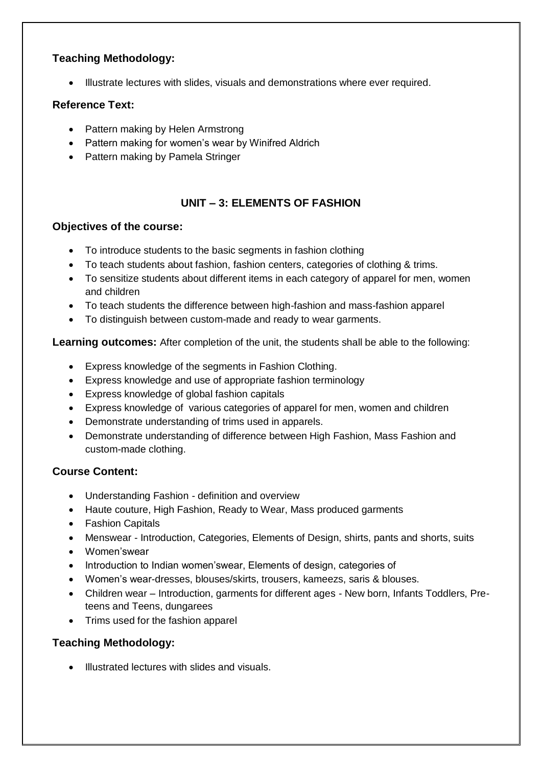### Teaching Methodology:

- Illustrate lectures with slides, visuals and demonstrations where ever required.

### Reference Text:

- Pattern making by Helen Armstrong
- Pattern making for women's wear by Winifred Aldrich
- Pattern making by Pamela Stringer

## UNIT – 3: ELEMENTS OF FASHION

### Objectives of the course:

- To introduce students to the basic segments in fashion clothing
- To teach students about fashion, fashion centers, categories of clothing & trims.
- To sensitize students about different items in each category of apparel for men, women and children
- To teach students the difference between high-fashion and mass-fashion apparel
- To distinguish between custom-made and ready to wear garments.

**Learning outcomes:** After completion of the unit, the students shall be able to the following:

- Express knowledge of the segments in Fashion Clothing.
- Express knowledge and use of appropriate fashion terminology
- Express knowledge of global fashion capitals
- Express knowledge of various categories of apparel for men, women and children
- Demonstrate understanding of trims used in apparels.
- Demonstrate understanding of difference between High Fashion, Mass Fashion and custom-made clothing.

### Course Content:

- Understanding Fashion - definition and overview
- Haute couture, High Fashion, Ready to Wear, Mass produced garments
- Fashion Capitals
- Menswear - Introduction, Categories, Elements of Design, shirts, pants and shorts, suits
- Women'swear
- Introduction to Indian women'swear, Elements of design, categories of
- Women's wear-dresses, blouses/skirts, trousers, kameezs, saris & blouses.
- Children wear – Introduction, garments for different ages - New born, Infants Toddlers, Pre-teens and Teens, dungarees
- Trims used for the fashion apparel

### Teaching Methodology:

- Illustrated lectures with slides and visuals.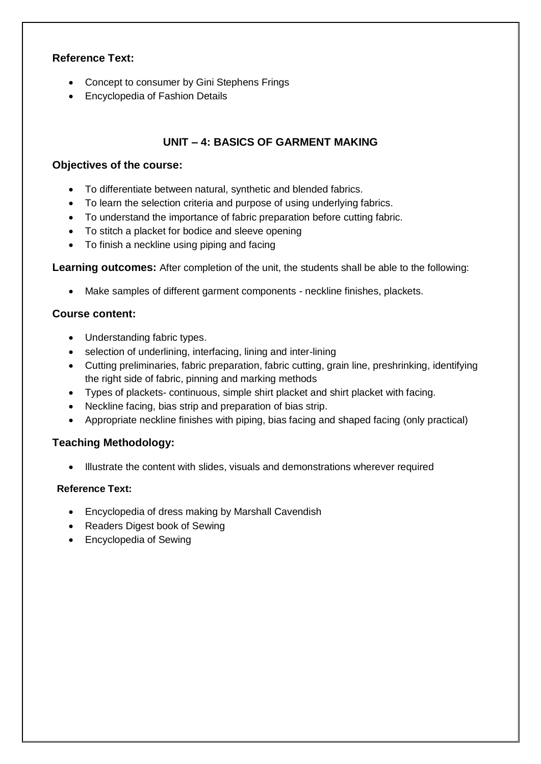**Reference Text:**

- Concept to consumer by Gini Stephens Frings
- Encyclopedia of Fashion Details

## UNIT – 4: BASICS OF GARMENT MAKING

### Objectives of the course:

- To differentiate between natural, synthetic and blended fabrics.
- To learn the selection criteria and purpose of using underlying fabrics.
- To understand the importance of fabric preparation before cutting fabric.
- To stitch a placket for bodice and sleeve opening
- To finish a neckline using piping and facing

**Learning outcomes:** After completion of the unit, the students shall be able to the following:

- Make samples of different garment components - neckline finishes, plackets.

### Course content:

- Understanding fabric types.
- selection of underlining, interfacing, lining and inter-lining
- Cutting preliminaries, fabric preparation, fabric cutting, grain line, preshrinking, identifying the right side of fabric, pinning and marking methods
- Types of plackets- continuous, simple shirt placket and shirt placket with facing.
- Neckline facing, bias strip and preparation of bias strip.
- Appropriate neckline finishes with piping, bias facing and shaped facing (only practical)

### Teaching Methodology:

- Illustrate the content with slides, visuals and demonstrations wherever required

**Reference Text:**

- Encyclopedia of dress making by Marshall Cavendish
- Readers Digest book of Sewing
- Encyclopedia of Sewing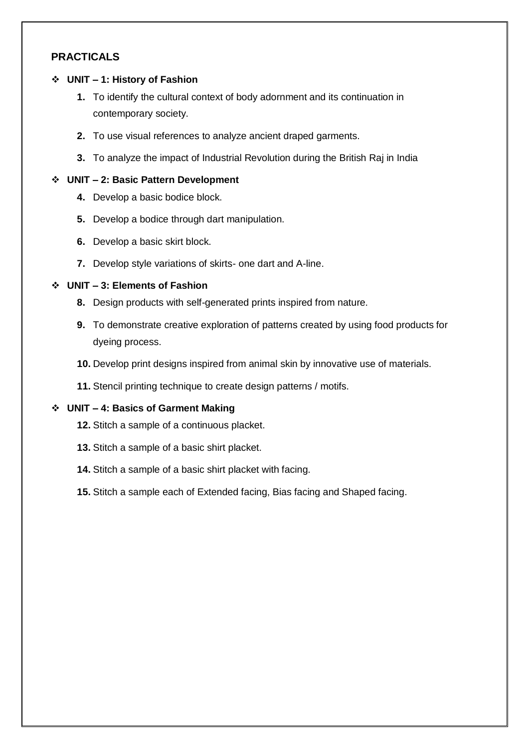## PRACTICALS

- **UNIT – 1: History of Fashion**
  1. To identify the cultural context of body adornment and its continuation in contemporary society.
  2. To use visual references to analyze ancient draped garments.
  3. To analyze the impact of Industrial Revolution during the British Raj in India

- **UNIT – 2: Basic Pattern Development**
  4. Develop a basic bodice block.
  5. Develop a bodice through dart manipulation.
  6. Develop a basic skirt block.
  7. Develop style variations of skirts- one dart and A-line.

- **UNIT – 3: Elements of Fashion**
  8. Design products with self-generated prints inspired from nature.
  9. To demonstrate creative exploration of patterns created by using food products for dyeing process.
  10. Develop print designs inspired from animal skin by innovative use of materials.
  11. Stencil printing technique to create design patterns / motifs.

- **UNIT – 4: Basics of Garment Making**
  12. Stitch a sample of a continuous placket.
  13. Stitch a sample of a basic shirt placket.
  14. Stitch a sample of a basic shirt placket with facing.
  15. Stitch a sample each of Extended facing, Bias facing and Shaped facing.